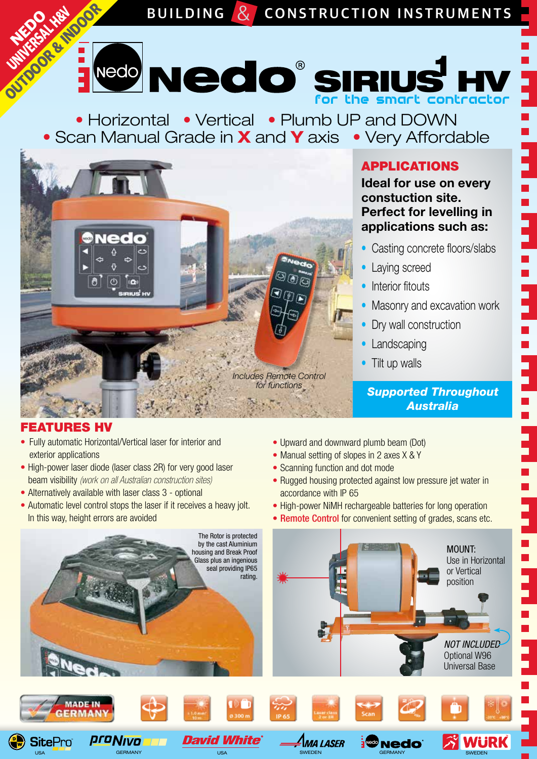NEDO UNIVERSAL H&V OUTDOOR & INDOOR

BUILDING & CONSTRUCTION INSTRUMENTS

# Nedo® SIRIUS1 HV

for the smart contractor

• Horizontal • Vertical • Plumb UP and DOWN
• Scan Manual Grade in **X** and **Y** axis • Very Affordable

*Includes Remote Control for functions*

## APPLICATIONS

**Ideal for use on every constuction site. Perfect for levelling in applications such as:**

- Casting concrete floors/slabs
- Laying screed
- Interior fitouts
- Masonry and excavation work
- Dry wall construction
- Landscaping
- Tilt up walls

***Supported Throughout Australia***

## FEATURES HV

- Fully automatic Horizontal/Vertical laser for interior and exterior applications
- High-power laser diode (laser class 2R) for very good laser beam visibility *(work on all Australian construction sites)*
- Alternatively available with laser class 3 - optional
- Automatic level control stops the laser if it receives a heavy jolt. In this way, height errors are avoided
- Upward and downward plumb beam (Dot)
- Manual setting of slopes in 2 axes X & Y
- Scanning function and dot mode
- Rugged housing protected against low pressure jet water in accordance with IP 65
- High-power NiMH rechargeable batteries for long operation
- Remote Control for convenient setting of grades, scans etc.

The Rotor is protected by the cast Aluminium housing and Break Proof Glass plus an ingenious seal providing IP65 rating.

MOUNT: Use in Horizontal or Vertical position

*NOT INCLUDED* Optional W96 Universal Base

MADE IN GERMANY

± 1.0 mm/10 m | ⌀ 300 m | IP 65 | Laser class 2 or 3R | Scan | -20°C +50°C

SitePro USA | proNivo GERMANY | David White USA | AMA LASER SWEDEN | Nedo GERMANY | WÜRK SWEDEN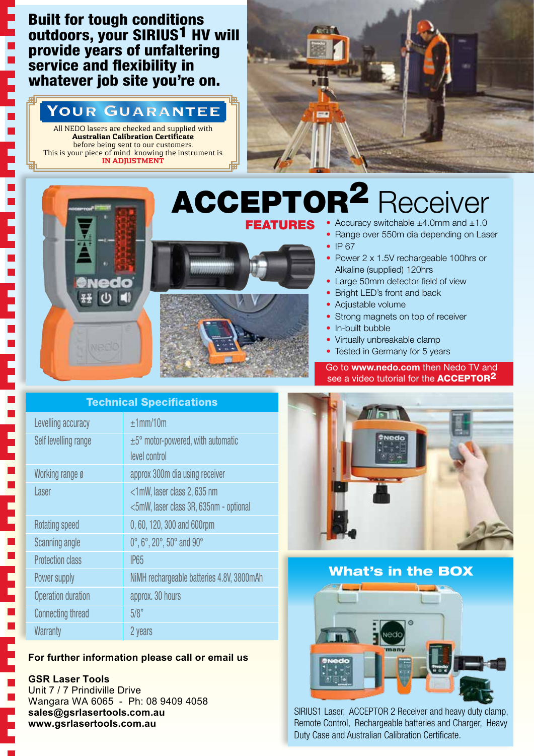**Built for tough conditions outdoors, your SIRIUS1 HV will provide years of unfaltering service and flexibility in whatever job site you're on.**

## YOUR GUARANTEE

All NEDO lasers are checked and supplied with
**Australian Calibration Certificate**
before being sent to our customers.
This is your piece of mind knowing the instrument is
**IN ADJUSTMENT**

# ACCEPTOR2 Receiver

## FEATURES

- Accuracy switchable ±4.0mm and ±1.0
- Range over 550m dia depending on Laser
- IP 67
- Power 2 x 1.5V rechargeable 100hrs or Alkaline (supplied) 120hrs
- Large 50mm detector field of view
- Bright LED's front and back
- Adjustable volume
- Strong magnets on top of receiver
- In-built bubble
- Virtually unbreakable clamp
- Tested in Germany for 5 years

Go to **www.nedo.com** then Nedo TV and see a video tutorial for the **ACCEPTOR2**

## Technical Specifications

| | |
|---|---|
| Levelling accuracy | ±1mm/10m |
| Self levelling range | ±5° motor-powered, with automatic level control |
| Working range ø | approx 300m dia using receiver |
| Laser | <1mW, laser class 2, 635 nm<br><5mW, laser class 3R, 635nm - optional |
| Rotating speed | 0, 60, 120, 300 and 600rpm |
| Scanning angle | 0°, 6°, 20°, 50° and 90° |
| Protection class | IP65 |
| Power supply | NiMH rechargeable batteries 4.8V, 3800mAh |
| Operation duration | approx. 30 hours |
| Connecting thread | 5/8" |
| Warranty | 2 years |

**For further information please call or email us**

**GSR Laser Tools**
Unit 7 / 7 Prindiville Drive
Wangara WA 6065 - Ph: 08 9409 4058
**sales@gsrlasertools.com.au**
**www.gsrlasertools.com.au**

## What's in the BOX

SIRIUS1 Laser, ACCEPTOR 2 Receiver and heavy duty clamp, Remote Control, Rechargeable batteries and Charger, Heavy Duty Case and Australian Calibration Certificate.